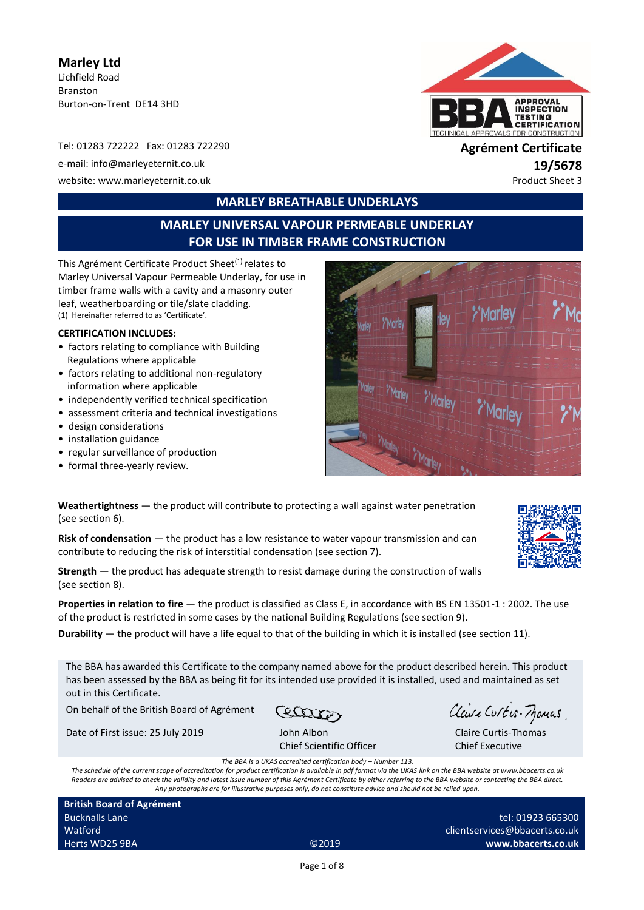**Marley Ltd**
Lichfield Road
Branston
Burton-on-Trent DE14 3HD

Tel: 01283 722222 Fax: 01283 722290
e-mail: info@marleyeternit.co.uk
website: www.marleyeternit.co.uk

**Agrément Certificate**
**19/5678**
Product Sheet 3

## MARLEY BREATHABLE UNDERLAYS

## MARLEY UNIVERSAL VAPOUR PERMEABLE UNDERLAY FOR USE IN TIMBER FRAME CONSTRUCTION

This Agrément Certificate Product Sheet[1] relates to Marley Universal Vapour Permeable Underlay, for use in timber frame walls with a cavity and a masonry outer leaf, weatherboarding or tile/slate cladding.

(1) Hereinafter referred to as 'Certificate'.

**CERTIFICATION INCLUDES:**

- factors relating to compliance with Building Regulations where applicable
- factors relating to additional non-regulatory information where applicable
- independently verified technical specification
- assessment criteria and technical investigations
- design considerations
- installation guidance
- regular surveillance of production
- formal three-yearly review.

**Weathertightness** — the product will contribute to protecting a wall against water penetration (see section 6).

**Risk of condensation** — the product has a low resistance to water vapour transmission and can contribute to reducing the risk of interstitial condensation (see section 7).

**Strength** — the product has adequate strength to resist damage during the construction of walls (see section 8).

**Properties in relation to fire** — the product is classified as Class E, in accordance with BS EN 13501-1 : 2002. The use of the product is restricted in some cases by the national Building Regulations (see section 9).

**Durability** — the product will have a life equal to that of the building in which it is installed (see section 11).

The BBA has awarded this Certificate to the company named above for the product described herein. This product has been assessed by the BBA as being fit for its intended use provided it is installed, used and maintained as set out in this Certificate.

On behalf of the British Board of Agrément

Date of First issue: 25 July 2019

John Albon
Chief Scientific Officer

Claire Curtis-Thomas
Chief Executive

*The BBA is a UKAS accredited certification body – Number 113.*
*The schedule of the current scope of accreditation for product certification is available in pdf format via the UKAS link on the BBA website at www.bbacerts.co.uk*
*Readers are advised to check the validity and latest issue number of this Agrément Certificate by either referring to the BBA website or contacting the BBA direct.*
*Any photographs are for illustrative purposes only, do not constitute advice and should not be relied upon.*

**British Board of Agrément**
Bucknalls Lane
Watford
Herts WD25 9BA

©2019

tel: 01923 665300
clientservices@bbacerts.co.uk
**www.bbacerts.co.uk**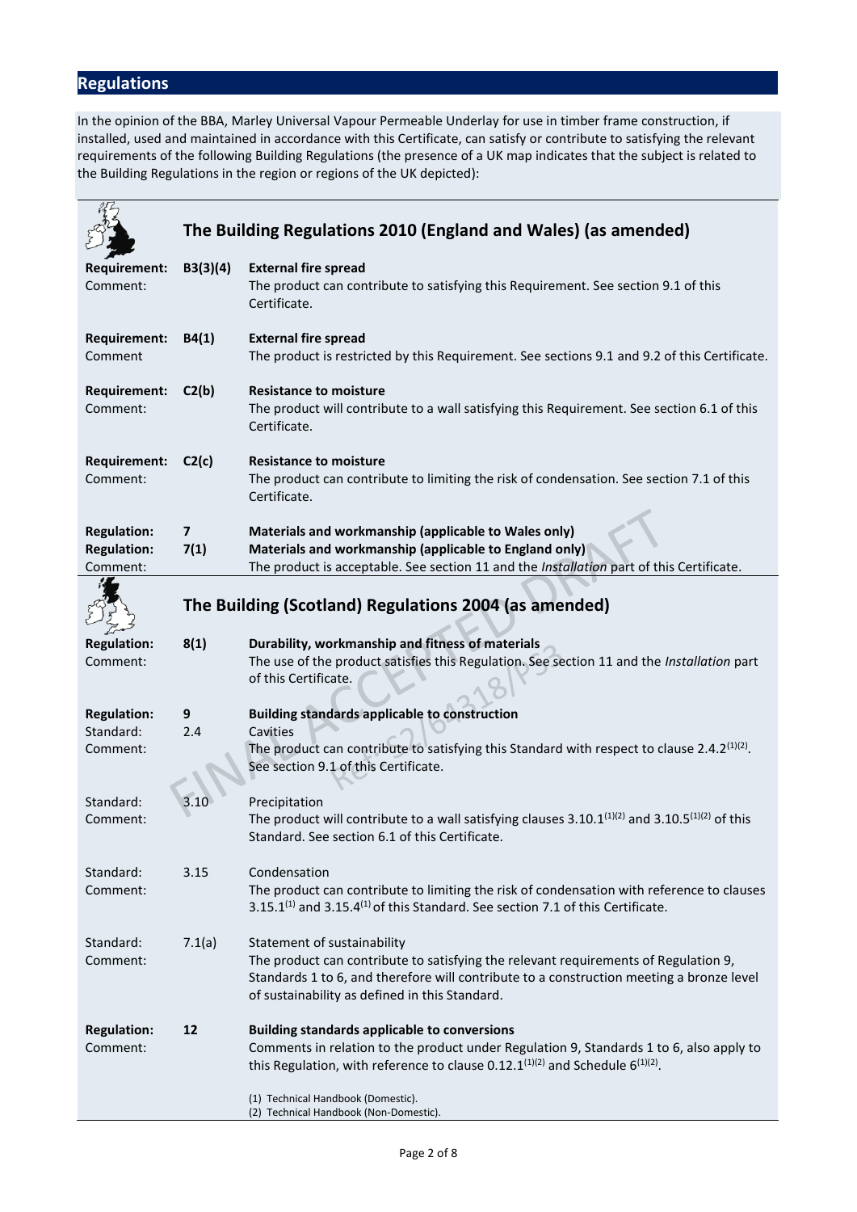## Regulations

In the opinion of the BBA, Marley Universal Vapour Permeable Underlay for use in timber frame construction, if installed, used and maintained in accordance with this Certificate, can satisfy or contribute to satisfying the relevant requirements of the following Building Regulations (the presence of a UK map indicates that the subject is related to the Building Regulations in the region or regions of the UK depicted):

### The Building Regulations 2010 (England and Wales) (as amended)

**Requirement:** **B3(3)(4)** **External fire spread**
Comment: The product can contribute to satisfying this Requirement. See section 9.1 of this Certificate.

**Requirement:** **B4(1)** **External fire spread**
Comment: The product is restricted by this Requirement. See sections 9.1 and 9.2 of this Certificate.

**Requirement:** **C2(b)** **Resistance to moisture**
Comment: The product will contribute to a wall satisfying this Requirement. See section 6.1 of this Certificate.

**Requirement:** **C2(c)** **Resistance to moisture**
Comment: The product can contribute to limiting the risk of condensation. See section 7.1 of this Certificate.

**Regulation:** **7** **Materials and workmanship (applicable to Wales only)**
**Regulation:** **7(1)** **Materials and workmanship (applicable to England only)**
Comment: The product is acceptable. See section 11 and the *Installation* part of this Certificate.

### The Building (Scotland) Regulations 2004 (as amended)

**Regulation:** **8(1)** **Durability, workmanship and fitness of materials**
Comment: The use of the product satisfies this Regulation. See section 11 and the *Installation* part of this Certificate.

**Regulation:** **9** **Building standards applicable to construction**
Standard: 2.4 Cavities
Comment: The product can contribute to satisfying this Standard with respect to clause 2.4.2[(1)(2)]. See section 9.1 of this Certificate.

Standard: 3.10 Precipitation
Comment: The product will contribute to a wall satisfying clauses 3.10.1[(1)(2)] and 3.10.5[(1)(2)] of this Standard. See section 6.1 of this Certificate.

Standard: 3.15 Condensation
Comment: The product can contribute to limiting the risk of condensation with reference to clauses 3.15.1[(1)] and 3.15.4[(1)] of this Standard. See section 7.1 of this Certificate.

Standard: 7.1(a) Statement of sustainability
Comment: The product can contribute to satisfying the relevant requirements of Regulation 9, Standards 1 to 6, and therefore will contribute to a construction meeting a bronze level of sustainability as defined in this Standard.

**Regulation:** **12** **Building standards applicable to conversions**
Comment: Comments in relation to the product under Regulation 9, Standards 1 to 6, also apply to this Regulation, with reference to clause 0.12.1[(1)(2)] and Schedule 6[(1)(2)].

(1) Technical Handbook (Domestic).
(2) Technical Handbook (Non-Domestic).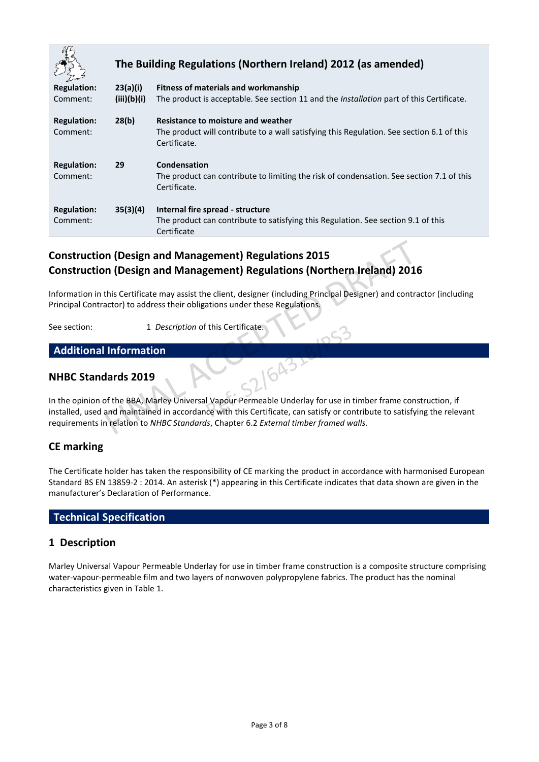## The Building Regulations (Northern Ireland) 2012 (as amended)

| | | |
|---|---|---|
| **Regulation:** | **23(a)(i)** | **Fitness of materials and workmanship** |
| Comment: | **(iii)(b)(i)** | The product is acceptable. See section 11 and the *Installation* part of this Certificate. |
| **Regulation:** | **28(b)** | **Resistance to moisture and weather** |
| Comment: | | The product will contribute to a wall satisfying this Regulation. See section 6.1 of this Certificate. |
| **Regulation:** | **29** | **Condensation** |
| Comment: | | The product can contribute to limiting the risk of condensation. See section 7.1 of this Certificate. |
| **Regulation:** | **35(3)(4)** | **Internal fire spread - structure** |
| Comment: | | The product can contribute to satisfying this Regulation. See section 9.1 of this Certificate |

## Construction (Design and Management) Regulations 2015
## Construction (Design and Management) Regulations (Northern Ireland) 2016

Information in this Certificate may assist the client, designer (including Principal Designer) and contractor (including Principal Contractor) to address their obligations under these Regulations.

See section: 1 *Description* of this Certificate.

## Additional Information

### NHBC Standards 2019

In the opinion of the BBA, Marley Universal Vapour Permeable Underlay for use in timber frame construction, if installed, used and maintained in accordance with this Certificate, can satisfy or contribute to satisfying the relevant requirements in relation to *NHBC Standards*, Chapter 6.2 *External timber framed walls.*

### CE marking

The Certificate holder has taken the responsibility of CE marking the product in accordance with harmonised European Standard BS EN 13859-2 : 2014. An asterisk (*) appearing in this Certificate indicates that data shown are given in the manufacturer's Declaration of Performance.

## Technical Specification

### 1 Description

Marley Universal Vapour Permeable Underlay for use in timber frame construction is a composite structure comprising water-vapour-permeable film and two layers of nonwoven polypropylene fabrics. The product has the nominal characteristics given in Table 1.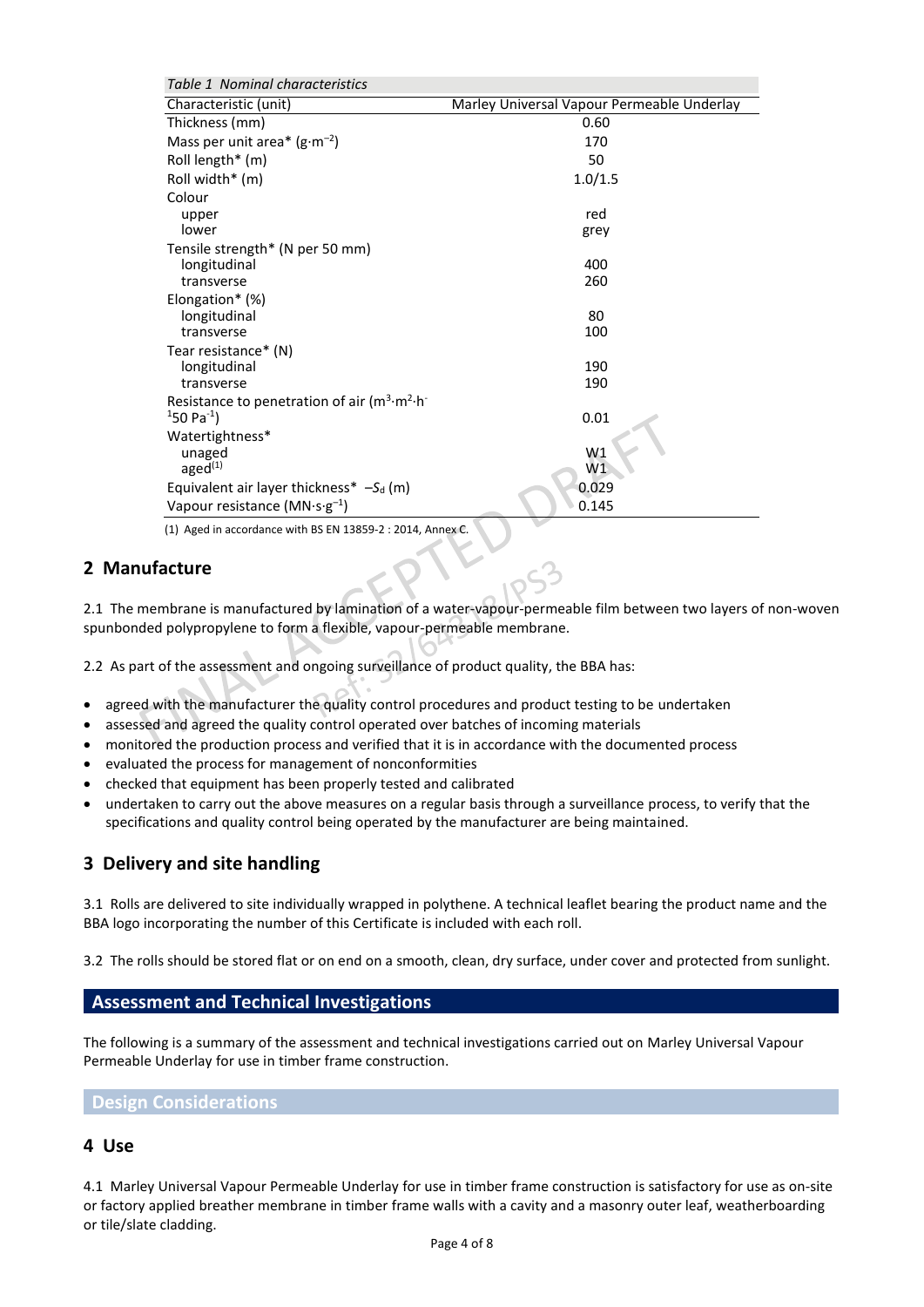*Table 1 Nominal characteristics*

| Characteristic (unit) | Marley Universal Vapour Permeable Underlay |
|---|---|
| Thickness (mm) | 0.60 |
| Mass per unit area* ($g \cdot m^{-2}$) | 170 |
| Roll length* (m) | 50 |
| Roll width* (m) | 1.0/1.5 |
| Colour | |
| upper | red |
| lower | grey |
| Tensile strength* (N per 50 mm) | |
| longitudinal | 400 |
| transverse | 260 |
| Elongation* (%) | |
| longitudinal | 80 |
| transverse | 100 |
| Tear resistance* (N) | |
| longitudinal | 190 |
| transverse | 190 |
| Resistance to penetration of air ($m^3 \cdot m^2 \cdot h^{-1} 50 Pa^{-1}$) | 0.01 |
| Watertightness* | |
| unaged | W1 |
| aged(1) | W1 |
| Equivalent air layer thickness* $- S_d$ (m) | 0.029 |
| Vapour resistance ($MN \cdot s \cdot g^{-1}$) | 0.145 |

(1) Aged in accordance with BS EN 13859-2 : 2014, Annex C.

## 2 Manufacture

2.1 The membrane is manufactured by lamination of a water-vapour-permeable film between two layers of non-woven spunbonded polypropylene to form a flexible, vapour-permeable membrane.

2.2 As part of the assessment and ongoing surveillance of product quality, the BBA has:

- agreed with the manufacturer the quality control procedures and product testing to be undertaken
- assessed and agreed the quality control operated over batches of incoming materials
- monitored the production process and verified that it is in accordance with the documented process
- evaluated the process for management of nonconformities
- checked that equipment has been properly tested and calibrated
- undertaken to carry out the above measures on a regular basis through a surveillance process, to verify that the specifications and quality control being operated by the manufacturer are being maintained.

## 3 Delivery and site handling

3.1 Rolls are delivered to site individually wrapped in polythene. A technical leaflet bearing the product name and the BBA logo incorporating the number of this Certificate is included with each roll.

3.2 The rolls should be stored flat or on end on a smooth, clean, dry surface, under cover and protected from sunlight.

## Assessment and Technical Investigations

The following is a summary of the assessment and technical investigations carried out on Marley Universal Vapour Permeable Underlay for use in timber frame construction.

### Design Considerations

## 4 Use

4.1 Marley Universal Vapour Permeable Underlay for use in timber frame construction is satisfactory for use as on-site or factory applied breather membrane in timber frame walls with a cavity and a masonry outer leaf, weatherboarding or tile/slate cladding.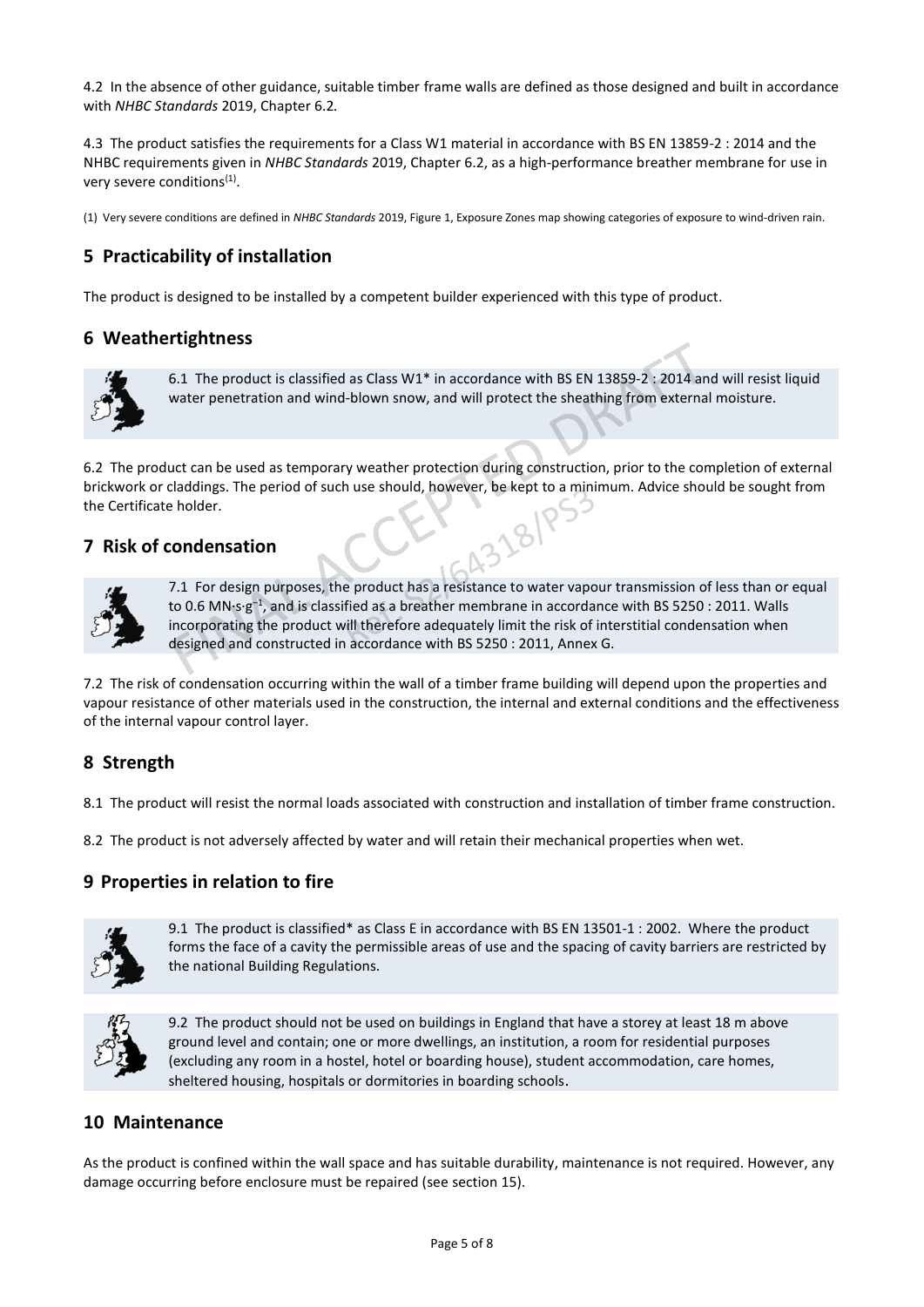4.2 In the absence of other guidance, suitable timber frame walls are defined as those designed and built in accordance with *NHBC Standards* 2019, Chapter 6.2.

4.3 The product satisfies the requirements for a Class W1 material in accordance with BS EN 13859-2 : 2014 and the NHBC requirements given in *NHBC Standards* 2019, Chapter 6.2, as a high-performance breather membrane for use in very severe conditions(1).

(1) Very severe conditions are defined in *NHBC Standards* 2019, Figure 1, Exposure Zones map showing categories of exposure to wind-driven rain.

## 5 Practicability of installation

The product is designed to be installed by a competent builder experienced with this type of product.

## 6 Weathertightness

6.1 The product is classified as Class W1* in accordance with BS EN 13859-2 : 2014 and will resist liquid water penetration and wind-blown snow, and will protect the sheathing from external moisture.

6.2 The product can be used as temporary weather protection during construction, prior to the completion of external brickwork or claddings. The period of such use should, however, be kept to a minimum. Advice should be sought from the Certificate holder.

## 7 Risk of condensation

7.1 For design purposes, the product has a resistance to water vapour transmission of less than or equal to 0.6 $MN{\cdot}s{\cdot}g^{-1}$, and is classified as a breather membrane in accordance with BS 5250 : 2011. Walls incorporating the product will therefore adequately limit the risk of interstitial condensation when designed and constructed in accordance with BS 5250 : 2011, Annex G.

7.2 The risk of condensation occurring within the wall of a timber frame building will depend upon the properties and vapour resistance of other materials used in the construction, the internal and external conditions and the effectiveness of the internal vapour control layer.

## 8 Strength

8.1 The product will resist the normal loads associated with construction and installation of timber frame construction.

8.2 The product is not adversely affected by water and will retain their mechanical properties when wet.

## 9 Properties in relation to fire

9.1 The product is classified* as Class E in accordance with BS EN 13501-1 : 2002. Where the product forms the face of a cavity the permissible areas of use and the spacing of cavity barriers are restricted by the national Building Regulations.

9.2 The product should not be used on buildings in England that have a storey at least 18 m above ground level and contain; one or more dwellings, an institution, a room for residential purposes (excluding any room in a hostel, hotel or boarding house), student accommodation, care homes, sheltered housing, hospitals or dormitories in boarding schools.

## 10 Maintenance

As the product is confined within the wall space and has suitable durability, maintenance is not required. However, any damage occurring before enclosure must be repaired (see section 15).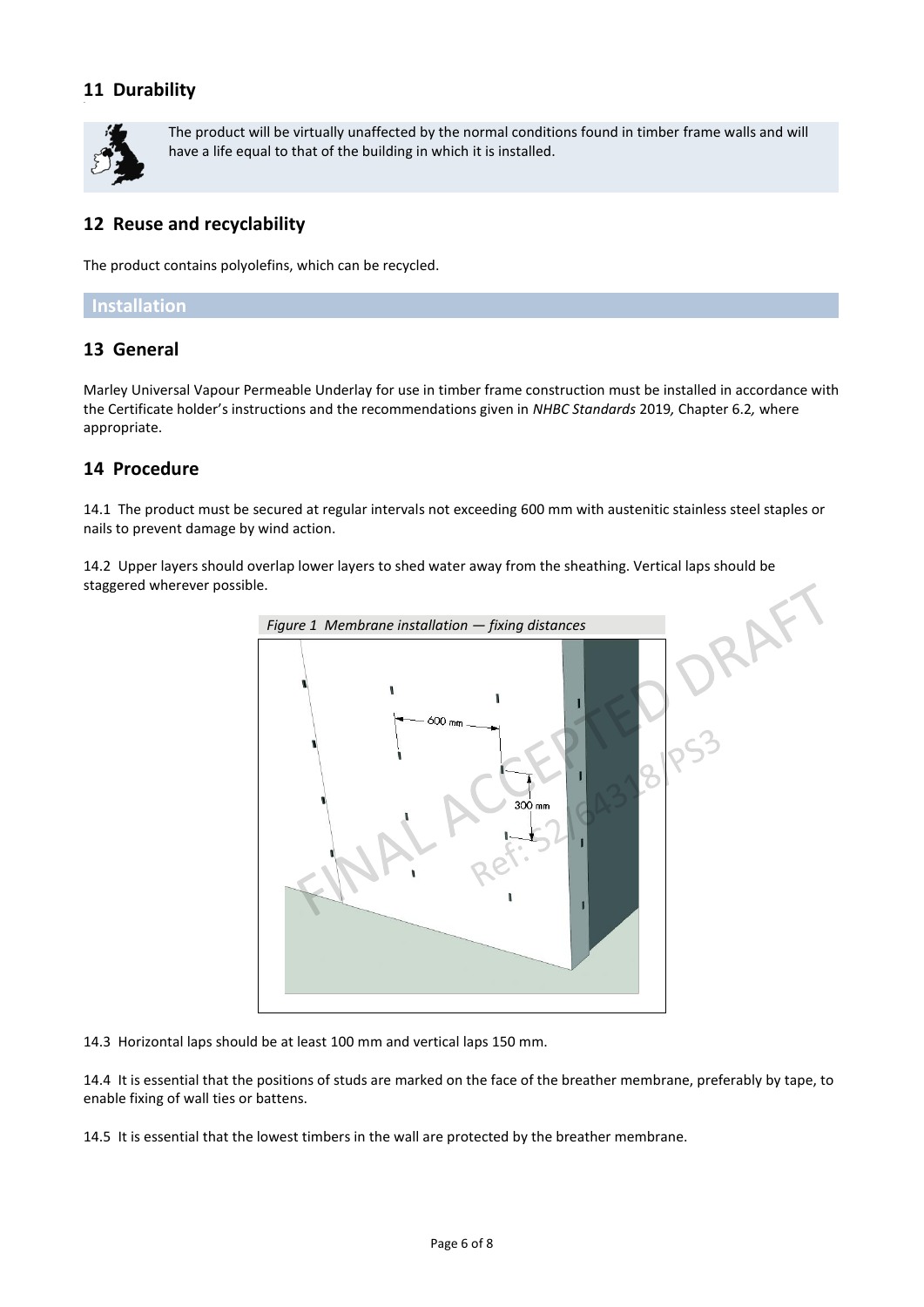## 11 Durability

The product will be virtually unaffected by the normal conditions found in timber frame walls and will have a life equal to that of the building in which it is installed.

## 12 Reuse and recyclability

The product contains polyolefins, which can be recycled.

# Installation

## 13 General

Marley Universal Vapour Permeable Underlay for use in timber frame construction must be installed in accordance with the Certificate holder's instructions and the recommendations given in *NHBC Standards* 2019*,* Chapter 6.2*,* where appropriate.

## 14 Procedure

14.1 The product must be secured at regular intervals not exceeding 600 mm with austenitic stainless steel staples or nails to prevent damage by wind action.

14.2 Upper layers should overlap lower layers to shed water away from the sheathing. Vertical laps should be staggered wherever possible.

*Figure 1 Membrane installation — fixing distances*

14.3 Horizontal laps should be at least 100 mm and vertical laps 150 mm.

14.4 It is essential that the positions of studs are marked on the face of the breather membrane, preferably by tape, to enable fixing of wall ties or battens.

14.5 It is essential that the lowest timbers in the wall are protected by the breather membrane.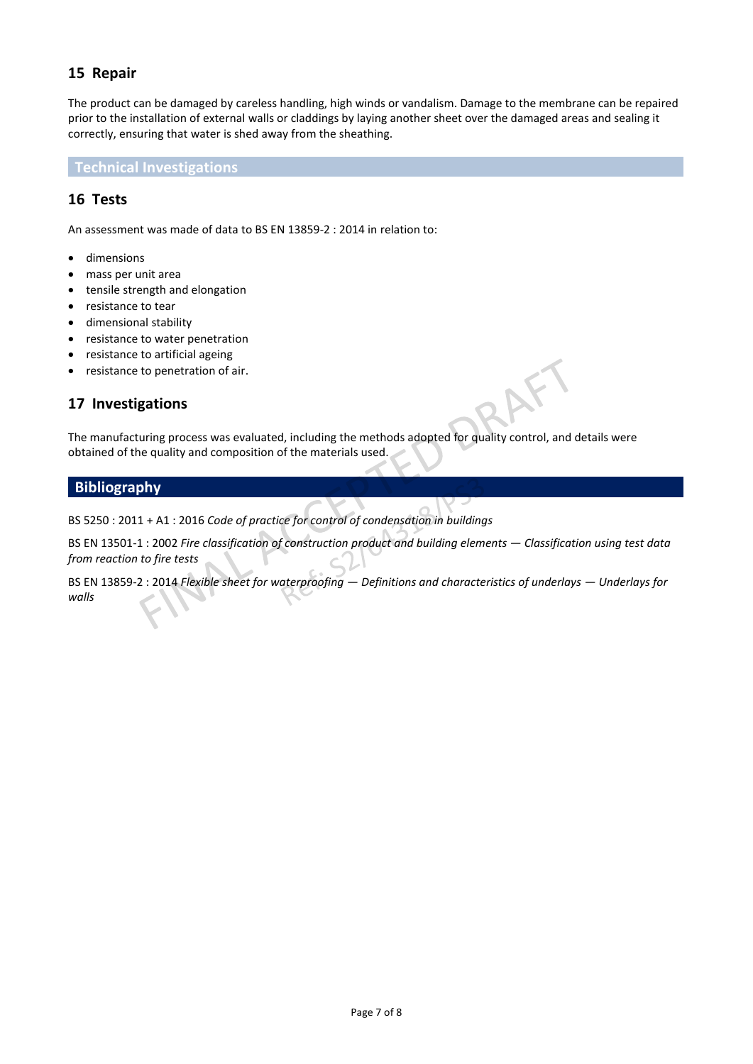## 15 Repair

The product can be damaged by careless handling, high winds or vandalism. Damage to the membrane can be repaired prior to the installation of external walls or claddings by laying another sheet over the damaged areas and sealing it correctly, ensuring that water is shed away from the sheathing.

# Technical Investigations

## 16 Tests

An assessment was made of data to BS EN 13859-2 : 2014 in relation to:

- dimensions
- mass per unit area
- tensile strength and elongation
- resistance to tear
- dimensional stability
- resistance to water penetration
- resistance to artificial ageing
- resistance to penetration of air.

## 17 Investigations

The manufacturing process was evaluated, including the methods adopted for quality control, and details were obtained of the quality and composition of the materials used.

# Bibliography

BS 5250 : 2011 + A1 : 2016 *Code of practice for control of condensation in buildings*

BS EN 13501-1 : 2002 *Fire classification of construction product and building elements — Classification using test data from reaction to fire tests*

BS EN 13859-2 : 2014 *Flexible sheet for waterproofing — Definitions and characteristics of underlays — Underlays for walls*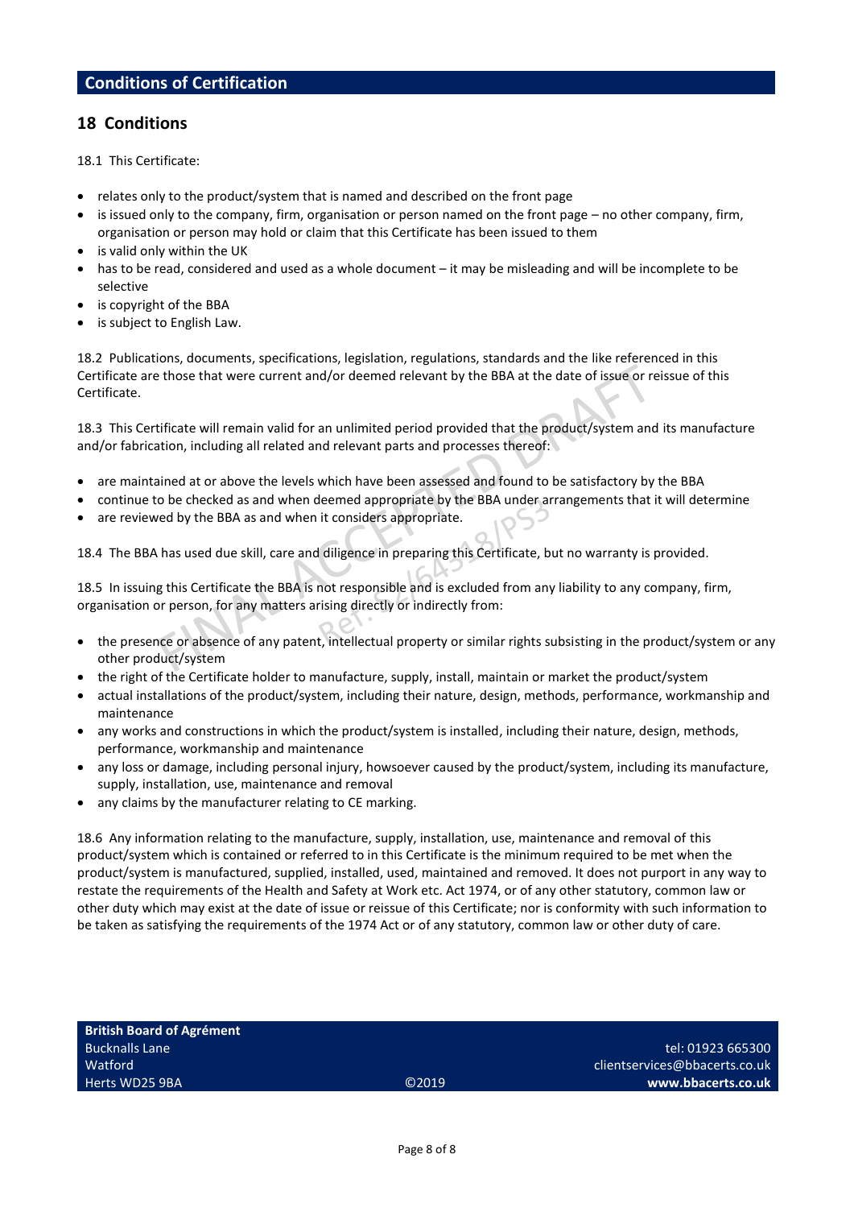## Conditions of Certification

## 18 Conditions

18.1 This Certificate:

- relates only to the product/system that is named and described on the front page
- is issued only to the company, firm, organisation or person named on the front page – no other company, firm, organisation or person may hold or claim that this Certificate has been issued to them
- is valid only within the UK
- has to be read, considered and used as a whole document – it may be misleading and will be incomplete to be selective
- is copyright of the BBA
- is subject to English Law.

18.2 Publications, documents, specifications, legislation, regulations, standards and the like referenced in this Certificate are those that were current and/or deemed relevant by the BBA at the date of issue or reissue of this Certificate.

18.3 This Certificate will remain valid for an unlimited period provided that the product/system and its manufacture and/or fabrication, including all related and relevant parts and processes thereof:

- are maintained at or above the levels which have been assessed and found to be satisfactory by the BBA
- continue to be checked as and when deemed appropriate by the BBA under arrangements that it will determine
- are reviewed by the BBA as and when it considers appropriate.

18.4 The BBA has used due skill, care and diligence in preparing this Certificate, but no warranty is provided.

18.5 In issuing this Certificate the BBA is not responsible and is excluded from any liability to any company, firm, organisation or person, for any matters arising directly or indirectly from:

- the presence or absence of any patent, intellectual property or similar rights subsisting in the product/system or any other product/system
- the right of the Certificate holder to manufacture, supply, install, maintain or market the product/system
- actual installations of the product/system, including their nature, design, methods, performance, workmanship and maintenance
- any works and constructions in which the product/system is installed, including their nature, design, methods, performance, workmanship and maintenance
- any loss or damage, including personal injury, howsoever caused by the product/system, including its manufacture, supply, installation, use, maintenance and removal
- any claims by the manufacturer relating to CE marking.

18.6 Any information relating to the manufacture, supply, installation, use, maintenance and removal of this product/system which is contained or referred to in this Certificate is the minimum required to be met when the product/system is manufactured, supplied, installed, used, maintained and removed. It does not purport in any way to restate the requirements of the Health and Safety at Work etc. Act 1974, or of any other statutory, common law or other duty which may exist at the date of issue or reissue of this Certificate; nor is conformity with such information to be taken as satisfying the requirements of the 1974 Act or of any statutory, common law or other duty of care.

**British Board of Agrément**
Bucknalls Lane
Watford
Herts WD25 9BA

©2019

tel: 01923 665300
clientservices@bbacerts.co.uk
**www.bbacerts.co.uk**